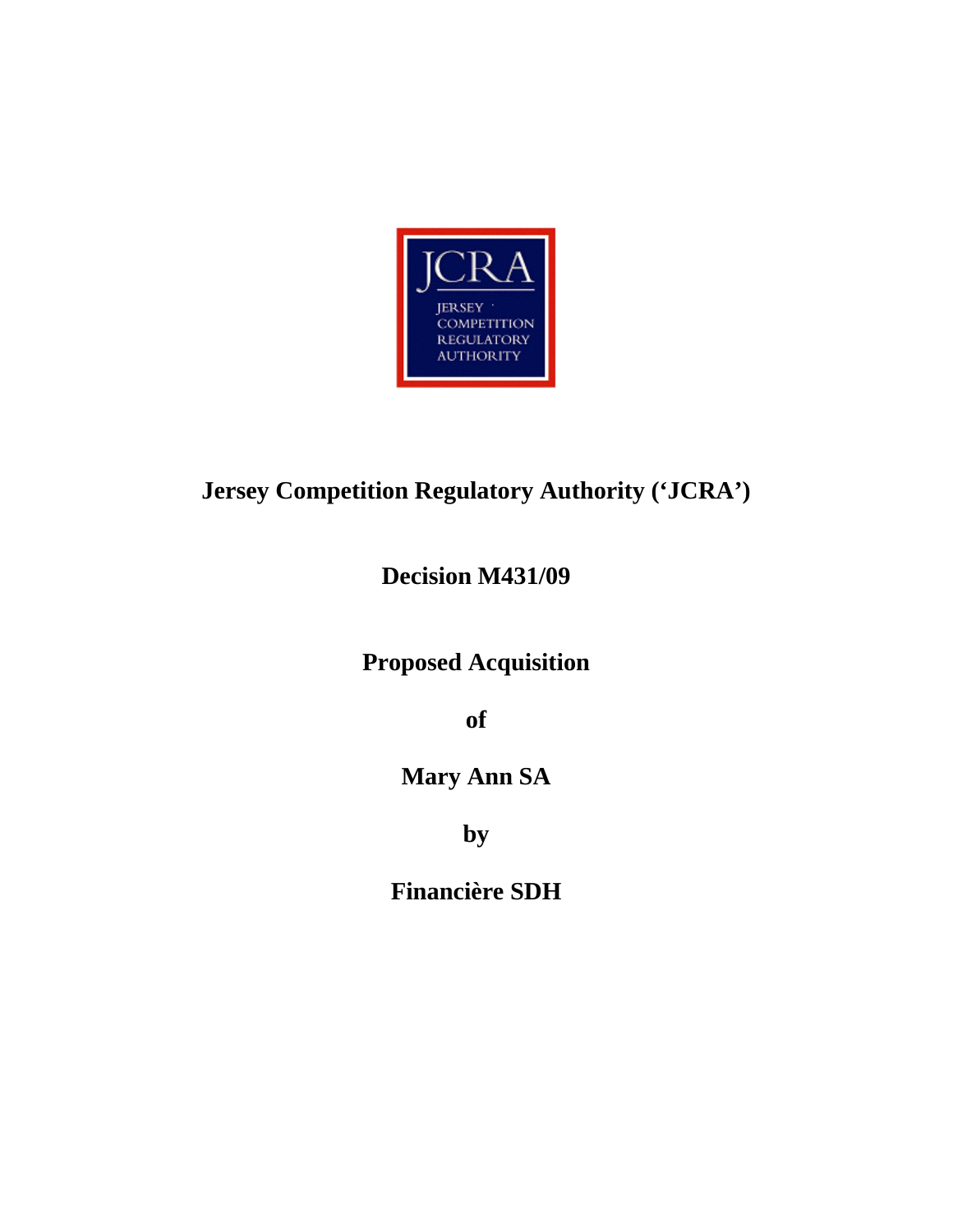# Jersey Competition Regulatory Authority ('JCRA')

## Decision M431/09

## Proposed Acquisition

## of

## Mary Ann SA

## by

## Financière SDH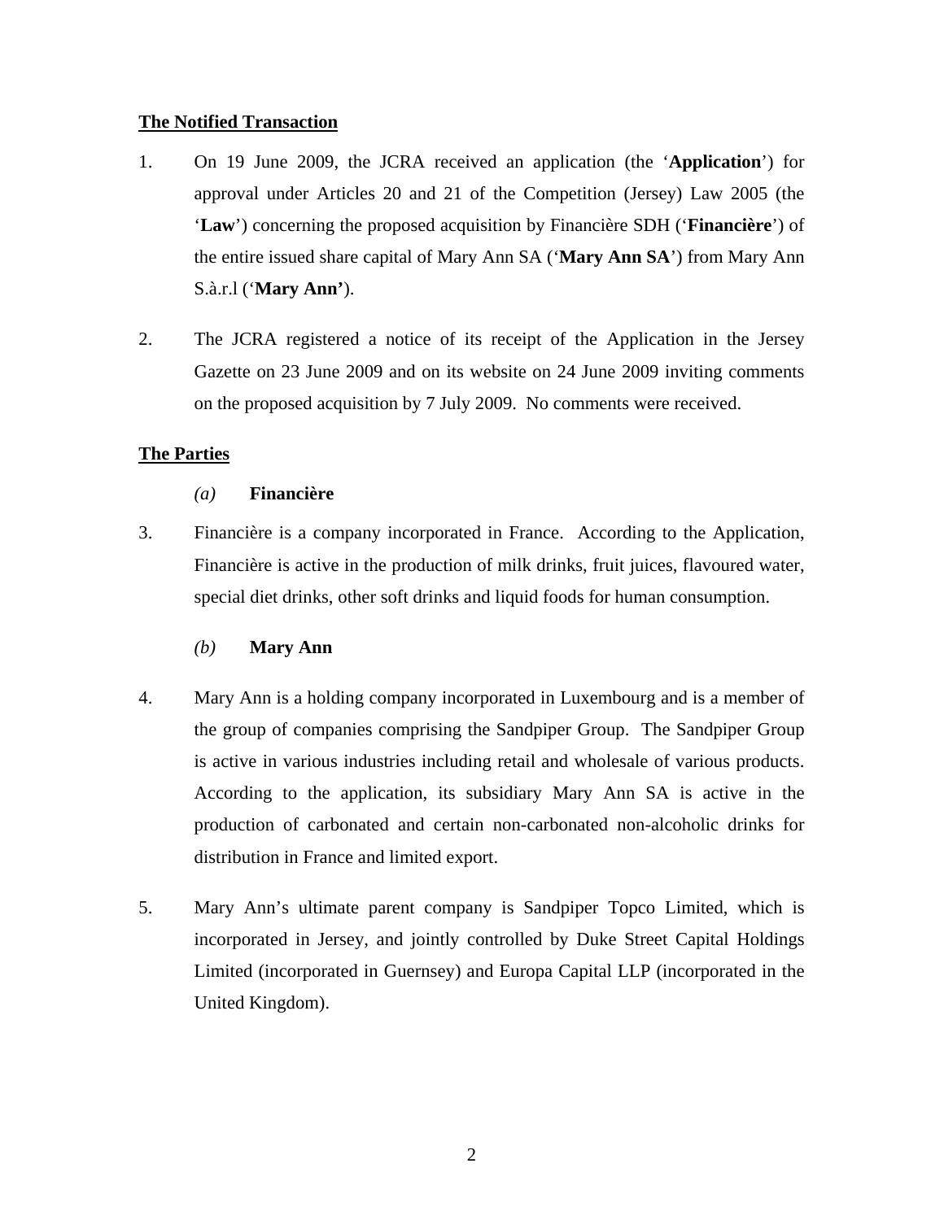**<u>The Notified Transaction</u>**

1. On 19 June 2009, the JCRA received an application (the '**Application**') for approval under Articles 20 and 21 of the Competition (Jersey) Law 2005 (the '**Law**') concerning the proposed acquisition by Financière SDH ('**Financière**') of the entire issued share capital of Mary Ann SA ('**Mary Ann SA**') from Mary Ann S.à.r.l ('**Mary Ann'**).

2. The JCRA registered a notice of its receipt of the Application in the Jersey Gazette on 23 June 2009 and on its website on 24 June 2009 inviting comments on the proposed acquisition by 7 July 2009. No comments were received.

**<u>The Parties</u>**

*(a)* **Financière**

3. Financière is a company incorporated in France. According to the Application, Financière is active in the production of milk drinks, fruit juices, flavoured water, special diet drinks, other soft drinks and liquid foods for human consumption.

*(b)* **Mary Ann**

4. Mary Ann is a holding company incorporated in Luxembourg and is a member of the group of companies comprising the Sandpiper Group. The Sandpiper Group is active in various industries including retail and wholesale of various products. According to the application, its subsidiary Mary Ann SA is active in the production of carbonated and certain non-carbonated non-alcoholic drinks for distribution in France and limited export.

5. Mary Ann's ultimate parent company is Sandpiper Topco Limited, which is incorporated in Jersey, and jointly controlled by Duke Street Capital Holdings Limited (incorporated in Guernsey) and Europa Capital LLP (incorporated in the United Kingdom).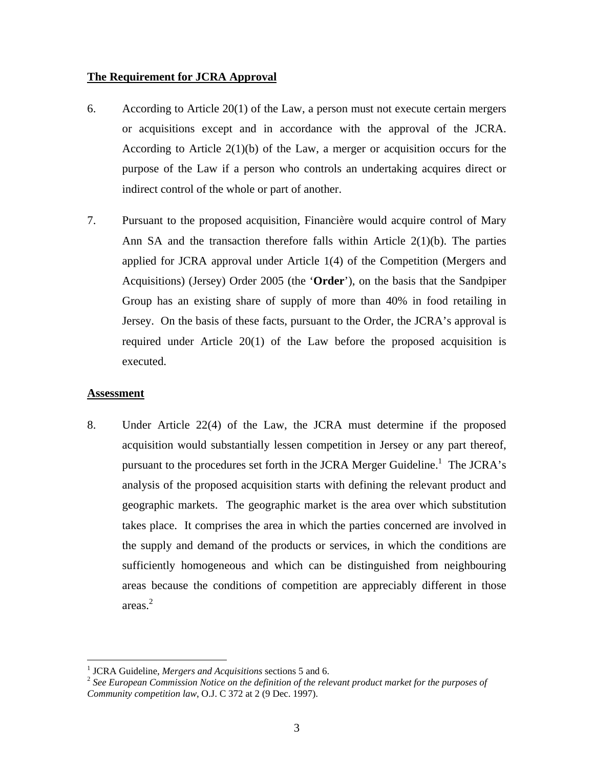**The Requirement for JCRA Approval**

6. According to Article 20(1) of the Law, a person must not execute certain mergers or acquisitions except and in accordance with the approval of the JCRA. According to Article 2(1)(b) of the Law, a merger or acquisition occurs for the purpose of the Law if a person who controls an undertaking acquires direct or indirect control of the whole or part of another.

7. Pursuant to the proposed acquisition, Financière would acquire control of Mary Ann SA and the transaction therefore falls within Article 2(1)(b). The parties applied for JCRA approval under Article 1(4) of the Competition (Mergers and Acquisitions) (Jersey) Order 2005 (the '**Order**'), on the basis that the Sandpiper Group has an existing share of supply of more than 40% in food retailing in Jersey. On the basis of these facts, pursuant to the Order, the JCRA's approval is required under Article 20(1) of the Law before the proposed acquisition is executed.

**Assessment**

8. Under Article 22(4) of the Law, the JCRA must determine if the proposed acquisition would substantially lessen competition in Jersey or any part thereof, pursuant to the procedures set forth in the JCRA Merger Guideline.[1] The JCRA's analysis of the proposed acquisition starts with defining the relevant product and geographic markets. The geographic market is the area over which substitution takes place. It comprises the area in which the parties concerned are involved in the supply and demand of the products or services, in which the conditions are sufficiently homogeneous and which can be distinguished from neighbouring areas because the conditions of competition are appreciably different in those areas.[2]

---

[1] JCRA Guideline, *Mergers and Acquisitions* sections 5 and 6.

[2] *See European Commission Notice on the definition of the relevant product market for the purposes of Community competition law*, O.J. C 372 at 2 (9 Dec. 1997).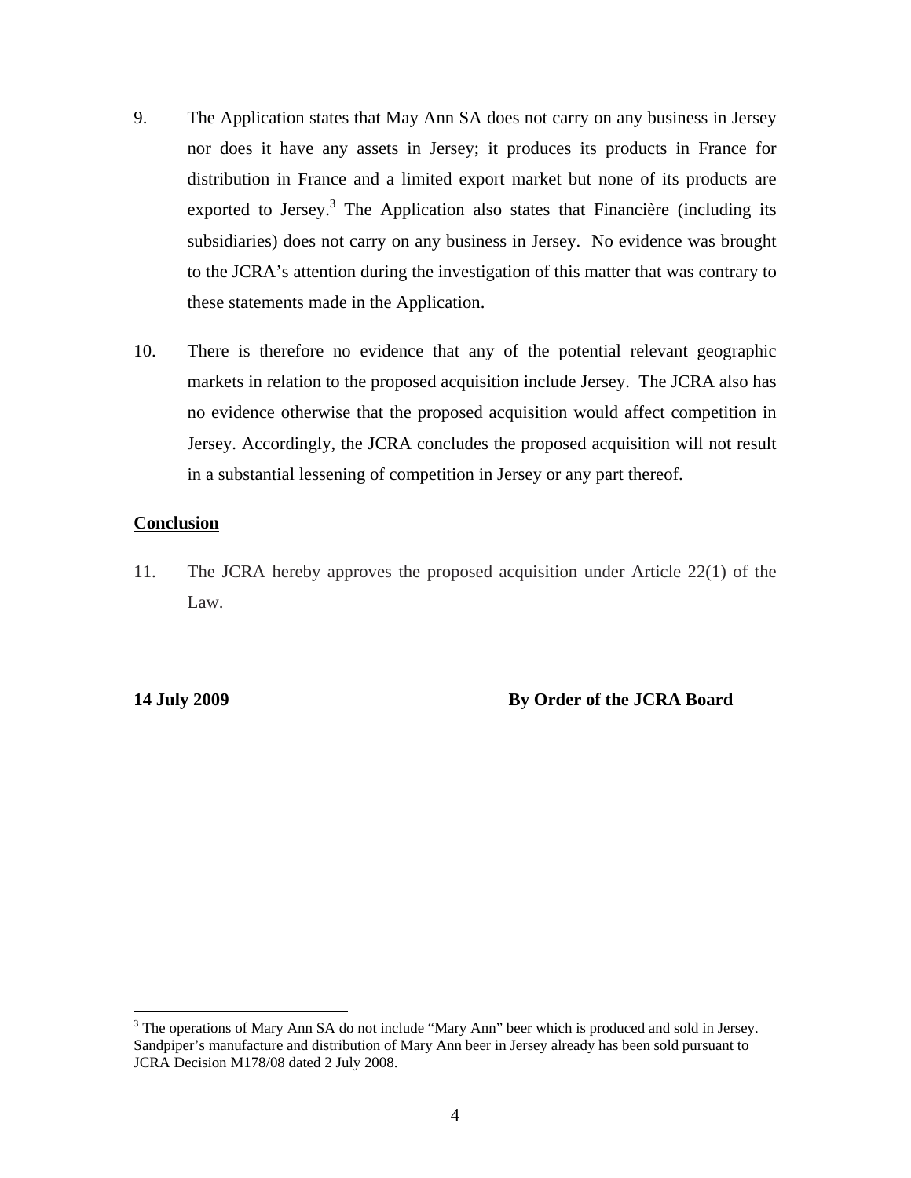9. The Application states that May Ann SA does not carry on any business in Jersey nor does it have any assets in Jersey; it produces its products in France for distribution in France and a limited export market but none of its products are exported to Jersey.[3] The Application also states that Financière (including its subsidiaries) does not carry on any business in Jersey. No evidence was brought to the JCRA's attention during the investigation of this matter that was contrary to these statements made in the Application.

10. There is therefore no evidence that any of the potential relevant geographic markets in relation to the proposed acquisition include Jersey. The JCRA also has no evidence otherwise that the proposed acquisition would affect competition in Jersey. Accordingly, the JCRA concludes the proposed acquisition will not result in a substantial lessening of competition in Jersey or any part thereof.

**Conclusion**

11. The JCRA hereby approves the proposed acquisition under Article 22(1) of the Law.

**14 July 2009** **By Order of the JCRA Board**

[3] The operations of Mary Ann SA do not include "Mary Ann" beer which is produced and sold in Jersey. Sandpiper's manufacture and distribution of Mary Ann beer in Jersey already has been sold pursuant to JCRA Decision M178/08 dated 2 July 2008.